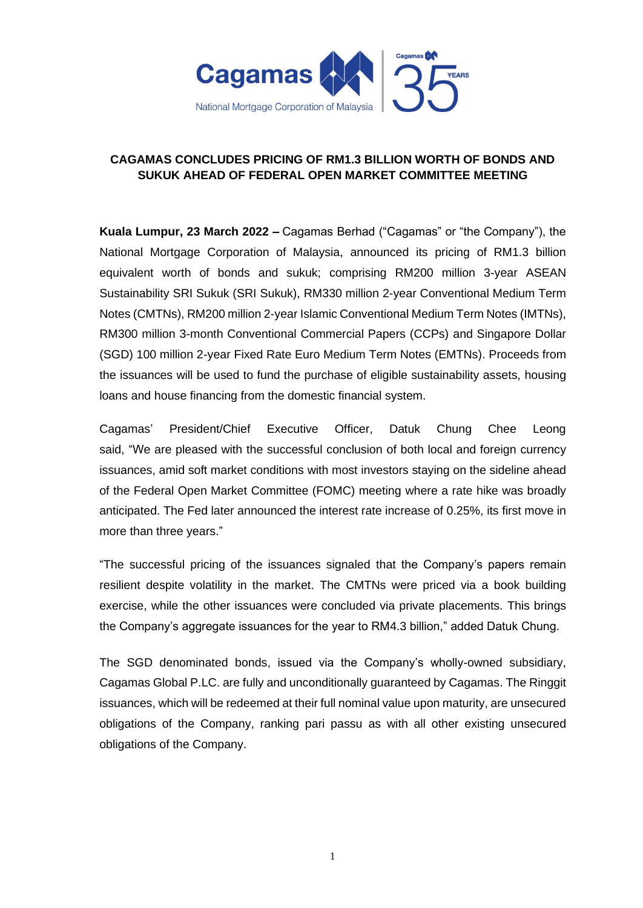# CAGAMAS CONCLUDES PRICING OF RM1.3 BILLION WORTH OF BONDS AND SUKUK AHEAD OF FEDERAL OPEN MARKET COMMITTEE MEETING

**Kuala Lumpur, 23 March 2022 –** Cagamas Berhad ("Cagamas" or "the Company"), the National Mortgage Corporation of Malaysia, announced its pricing of RM1.3 billion equivalent worth of bonds and sukuk; comprising RM200 million 3-year ASEAN Sustainability SRI Sukuk (SRI Sukuk), RM330 million 2-year Conventional Medium Term Notes (CMTNs), RM200 million 2-year Islamic Conventional Medium Term Notes (IMTNs), RM300 million 3-month Conventional Commercial Papers (CCPs) and Singapore Dollar (SGD) 100 million 2-year Fixed Rate Euro Medium Term Notes (EMTNs). Proceeds from the issuances will be used to fund the purchase of eligible sustainability assets, housing loans and house financing from the domestic financial system.

Cagamas' President/Chief Executive Officer, Datuk Chung Chee Leong said, "We are pleased with the successful conclusion of both local and foreign currency issuances, amid soft market conditions with most investors staying on the sideline ahead of the Federal Open Market Committee (FOMC) meeting where a rate hike was broadly anticipated. The Fed later announced the interest rate increase of 0.25%, its first move in more than three years."

"The successful pricing of the issuances signaled that the Company's papers remain resilient despite volatility in the market. The CMTNs were priced via a book building exercise, while the other issuances were concluded via private placements. This brings the Company's aggregate issuances for the year to RM4.3 billion," added Datuk Chung.

The SGD denominated bonds, issued via the Company's wholly-owned subsidiary, Cagamas Global P.LC. are fully and unconditionally guaranteed by Cagamas. The Ringgit issuances, which will be redeemed at their full nominal value upon maturity, are unsecured obligations of the Company, ranking pari passu as with all other existing unsecured obligations of the Company.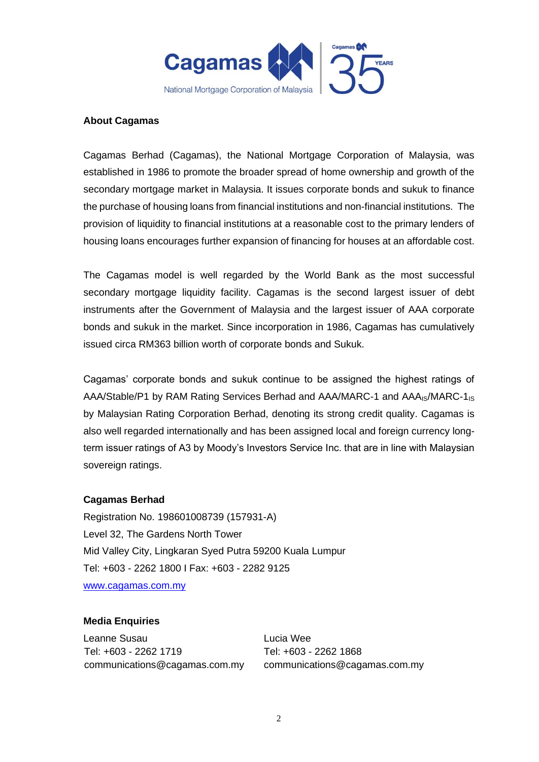## About Cagamas

Cagamas Berhad (Cagamas), the National Mortgage Corporation of Malaysia, was established in 1986 to promote the broader spread of home ownership and growth of the secondary mortgage market in Malaysia. It issues corporate bonds and sukuk to finance the purchase of housing loans from financial institutions and non-financial institutions. The provision of liquidity to financial institutions at a reasonable cost to the primary lenders of housing loans encourages further expansion of financing for houses at an affordable cost.

The Cagamas model is well regarded by the World Bank as the most successful secondary mortgage liquidity facility. Cagamas is the second largest issuer of debt instruments after the Government of Malaysia and the largest issuer of AAA corporate bonds and sukuk in the market. Since incorporation in 1986, Cagamas has cumulatively issued circa RM363 billion worth of corporate bonds and Sukuk.

Cagamas' corporate bonds and sukuk continue to be assigned the highest ratings of AAA/Stable/P1 by RAM Rating Services Berhad and AAA/MARC-1 and $AAA_{IS}$/$MARC\text{-}1_{IS}$ by Malaysian Rating Corporation Berhad, denoting its strong credit quality. Cagamas is also well regarded internationally and has been assigned local and foreign currency long-term issuer ratings of A3 by Moody's Investors Service Inc. that are in line with Malaysian sovereign ratings.

**Cagamas Berhad**
Registration No. 198601008739 (157931-A)
Level 32, The Gardens North Tower
Mid Valley City, Lingkaran Syed Putra 59200 Kuala Lumpur
Tel: +603 - 2262 1800 I Fax: +603 - 2282 9125
www.cagamas.com.my

**Media Enquiries**

Leanne Susau
Tel: +603 - 2262 1719
communications@cagamas.com.my

Lucia Wee
Tel: +603 - 2262 1868
communications@cagamas.com.my